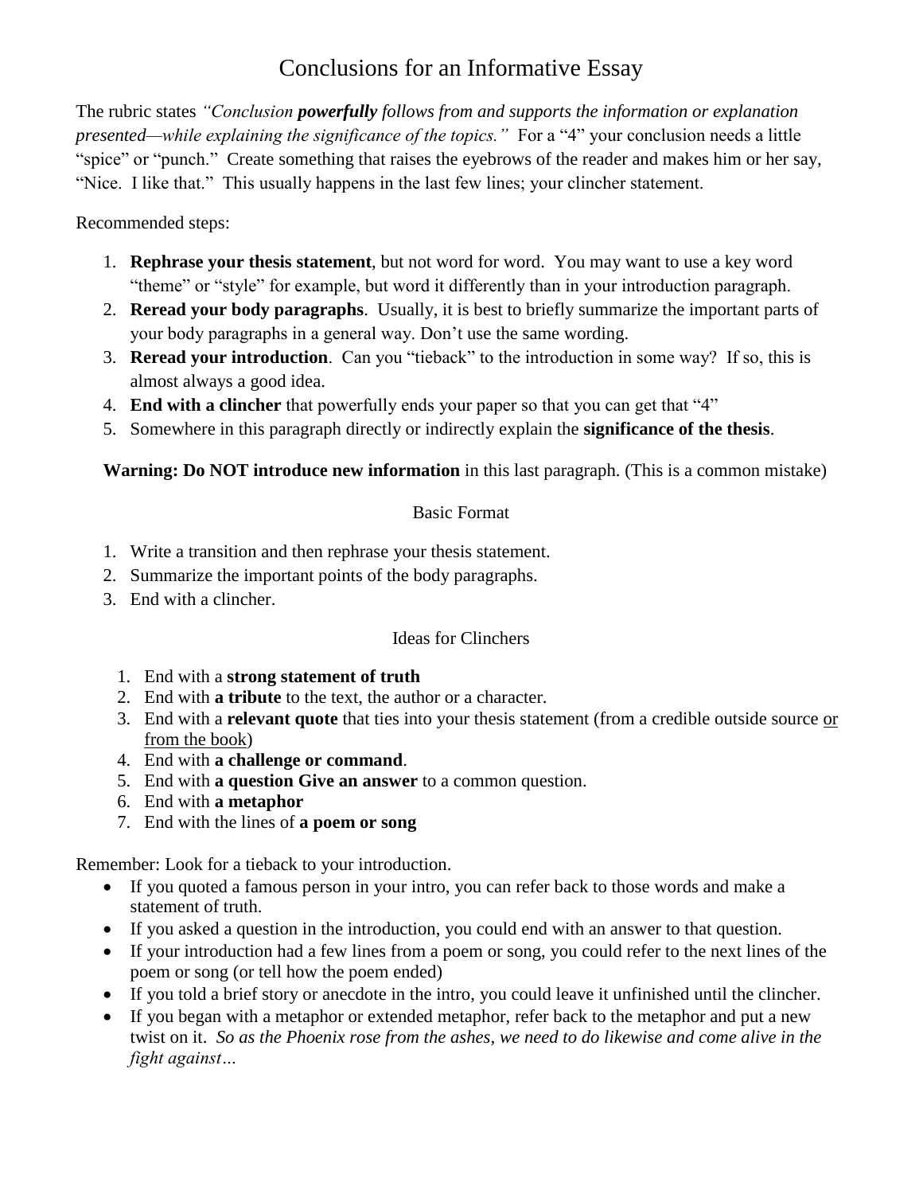# Conclusions for an Informative Essay

The rubric states *"Conclusion **powerfully** follows from and supports the information or explanation presented—while explaining the significance of the topics."* For a "4" your conclusion needs a little "spice" or "punch." Create something that raises the eyebrows of the reader and makes him or her say, "Nice. I like that." This usually happens in the last few lines; your clincher statement.

Recommended steps:

1. **Rephrase your thesis statement**, but not word for word. You may want to use a key word "theme" or "style" for example, but word it differently than in your introduction paragraph.
2. **Reread your body paragraphs**. Usually, it is best to briefly summarize the important parts of your body paragraphs in a general way. Don't use the same wording.
3. **Reread your introduction**. Can you "tieback" to the introduction in some way? If so, this is almost always a good idea.
4. **End with a clincher** that powerfully ends your paper so that you can get that "4"
5. Somewhere in this paragraph directly or indirectly explain the **significance of the thesis**.

**Warning: Do NOT introduce new information** in this last paragraph. (This is a common mistake)

## Basic Format

1. Write a transition and then rephrase your thesis statement.
2. Summarize the important points of the body paragraphs.
3. End with a clincher.

## Ideas for Clinchers

1. End with a **strong statement of truth**
2. End with **a tribute** to the text, the author or a character.
3. End with a **relevant quote** that ties into your thesis statement (from a credible outside source <u>or from the book</u>)
4. End with **a challenge or command**.
5. End with **a question Give an answer** to a common question.
6. End with **a metaphor**
7. End with the lines of **a poem or song**

Remember: Look for a tieback to your introduction.

- If you quoted a famous person in your intro, you can refer back to those words and make a statement of truth.
- If you asked a question in the introduction, you could end with an answer to that question.
- If your introduction had a few lines from a poem or song, you could refer to the next lines of the poem or song (or tell how the poem ended)
- If you told a brief story or anecdote in the intro, you could leave it unfinished until the clincher.
- If you began with a metaphor or extended metaphor, refer back to the metaphor and put a new twist on it. *So as the Phoenix rose from the ashes, we need to do likewise and come alive in the fight against…*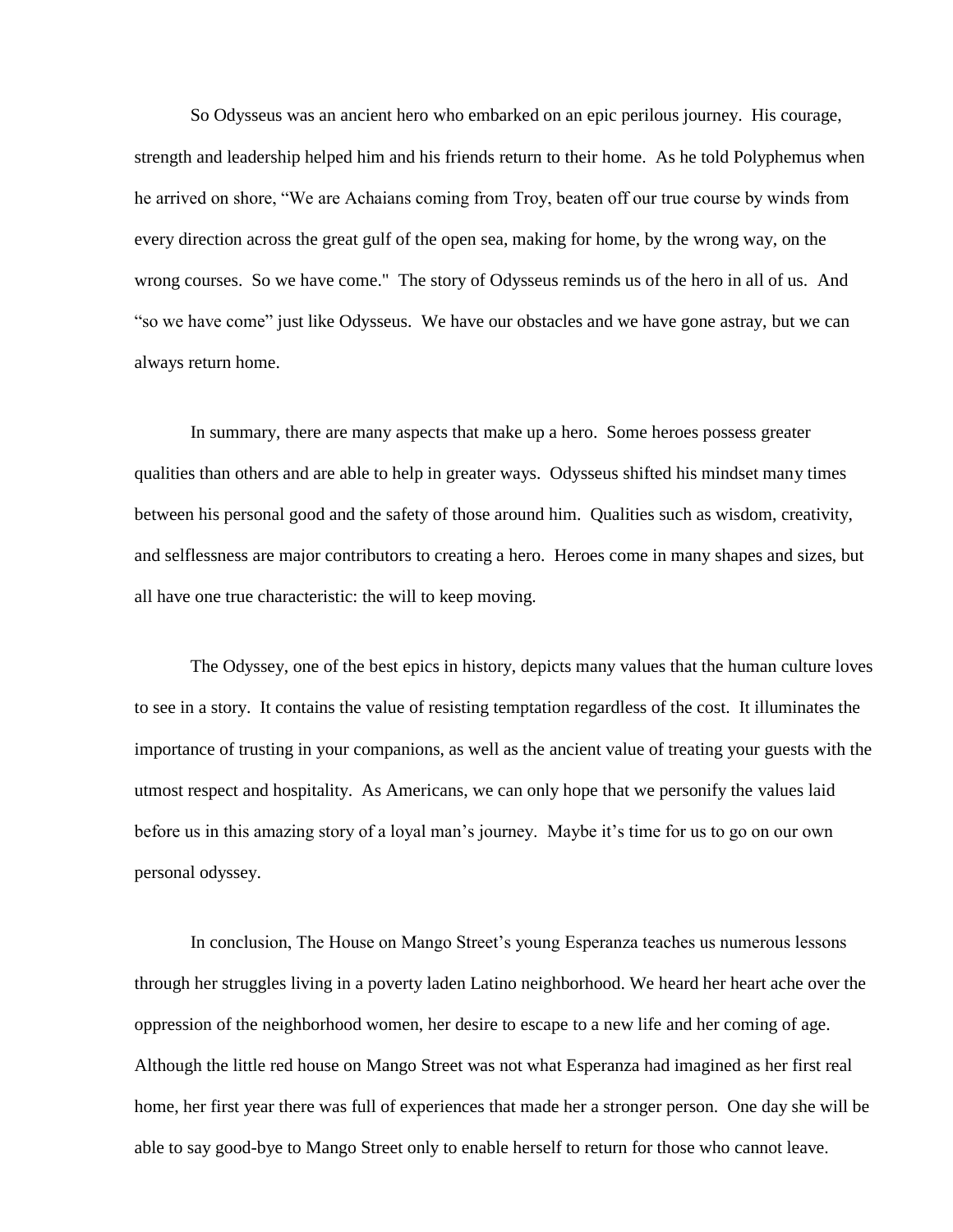So Odysseus was an ancient hero who embarked on an epic perilous journey. His courage, strength and leadership helped him and his friends return to their home. As he told Polyphemus when he arrived on shore, "We are Achaians coming from Troy, beaten off our true course by winds from every direction across the great gulf of the open sea, making for home, by the wrong way, on the wrong courses. So we have come." The story of Odysseus reminds us of the hero in all of us. And "so we have come" just like Odysseus. We have our obstacles and we have gone astray, but we can always return home.

In summary, there are many aspects that make up a hero. Some heroes possess greater qualities than others and are able to help in greater ways. Odysseus shifted his mindset many times between his personal good and the safety of those around him. Qualities such as wisdom, creativity, and selflessness are major contributors to creating a hero. Heroes come in many shapes and sizes, but all have one true characteristic: the will to keep moving.

The Odyssey, one of the best epics in history, depicts many values that the human culture loves to see in a story. It contains the value of resisting temptation regardless of the cost. It illuminates the importance of trusting in your companions, as well as the ancient value of treating your guests with the utmost respect and hospitality. As Americans, we can only hope that we personify the values laid before us in this amazing story of a loyal man's journey. Maybe it's time for us to go on our own personal odyssey.

In conclusion, The House on Mango Street's young Esperanza teaches us numerous lessons through her struggles living in a poverty laden Latino neighborhood. We heard her heart ache over the oppression of the neighborhood women, her desire to escape to a new life and her coming of age. Although the little red house on Mango Street was not what Esperanza had imagined as her first real home, her first year there was full of experiences that made her a stronger person. One day she will be able to say good-bye to Mango Street only to enable herself to return for those who cannot leave.